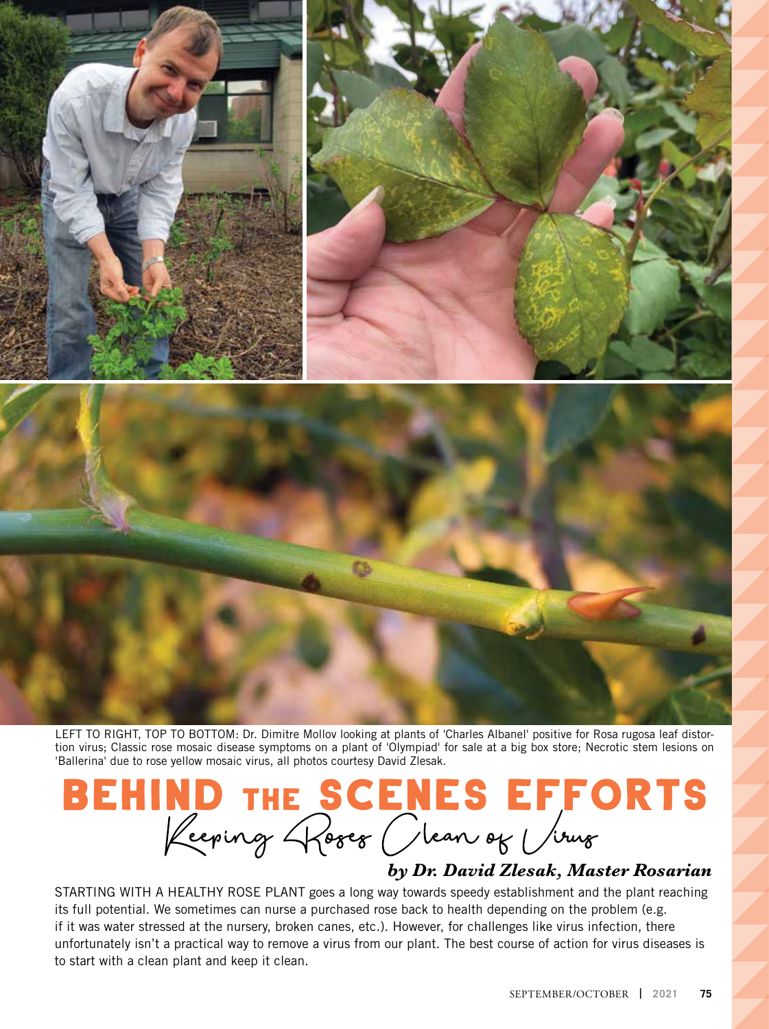LEFT TO RIGHT, TOP TO BOTTOM: Dr. Dimitre Mollov looking at plants of 'Charles Albanel' positive for Rosa rugosa leaf distortion virus; Classic rose mosaic disease symptoms on a plant of 'Olympiad' for sale at a big box store; Necrotic stem lesions on 'Ballerina' due to rose yellow mosaic virus, all photos courtesy David Zlesak.

# BEHIND THE SCENES EFFORTS

## Keeping Roses Clean of Virus

***by Dr. David Zlesak, Master Rosarian***

STARTING WITH A HEALTHY ROSE PLANT goes a long way towards speedy establishment and the plant reaching its full potential. We sometimes can nurse a purchased rose back to health depending on the problem (e.g. if it was water stressed at the nursery, broken canes, etc.). However, for challenges like virus infection, there unfortunately isn't a practical way to remove a virus from our plant. The best course of action for virus diseases is to start with a clean plant and keep it clean.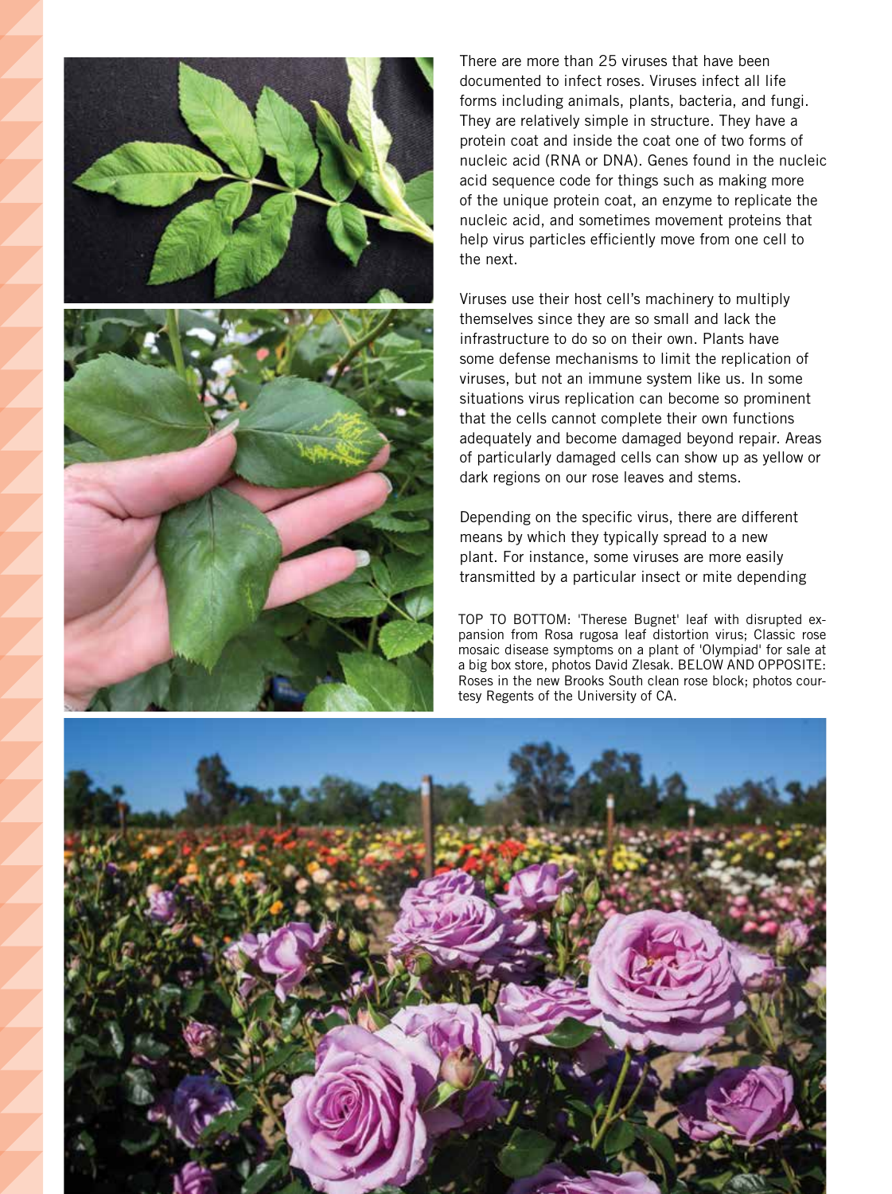There are more than 25 viruses that have been documented to infect roses. Viruses infect all life forms including animals, plants, bacteria, and fungi. They are relatively simple in structure. They have a protein coat and inside the coat one of two forms of nucleic acid (RNA or DNA). Genes found in the nucleic acid sequence code for things such as making more of the unique protein coat, an enzyme to replicate the nucleic acid, and sometimes movement proteins that help virus particles efficiently move from one cell to the next.

Viruses use their host cell's machinery to multiply themselves since they are so small and lack the infrastructure to do so on their own. Plants have some defense mechanisms to limit the replication of viruses, but not an immune system like us. In some situations virus replication can become so prominent that the cells cannot complete their own functions adequately and become damaged beyond repair. Areas of particularly damaged cells can show up as yellow or dark regions on our rose leaves and stems.

Depending on the specific virus, there are different means by which they typically spread to a new plant. For instance, some viruses are more easily transmitted by a particular insect or mite depending

TOP TO BOTTOM: 'Therese Bugnet' leaf with disrupted expansion from Rosa rugosa leaf distortion virus; Classic rose mosaic disease symptoms on a plant of 'Olympiad' for sale at a big box store, photos David Zlesak. BELOW AND OPPOSITE: Roses in the new Brooks South clean rose block; photos courtesy Regents of the University of CA.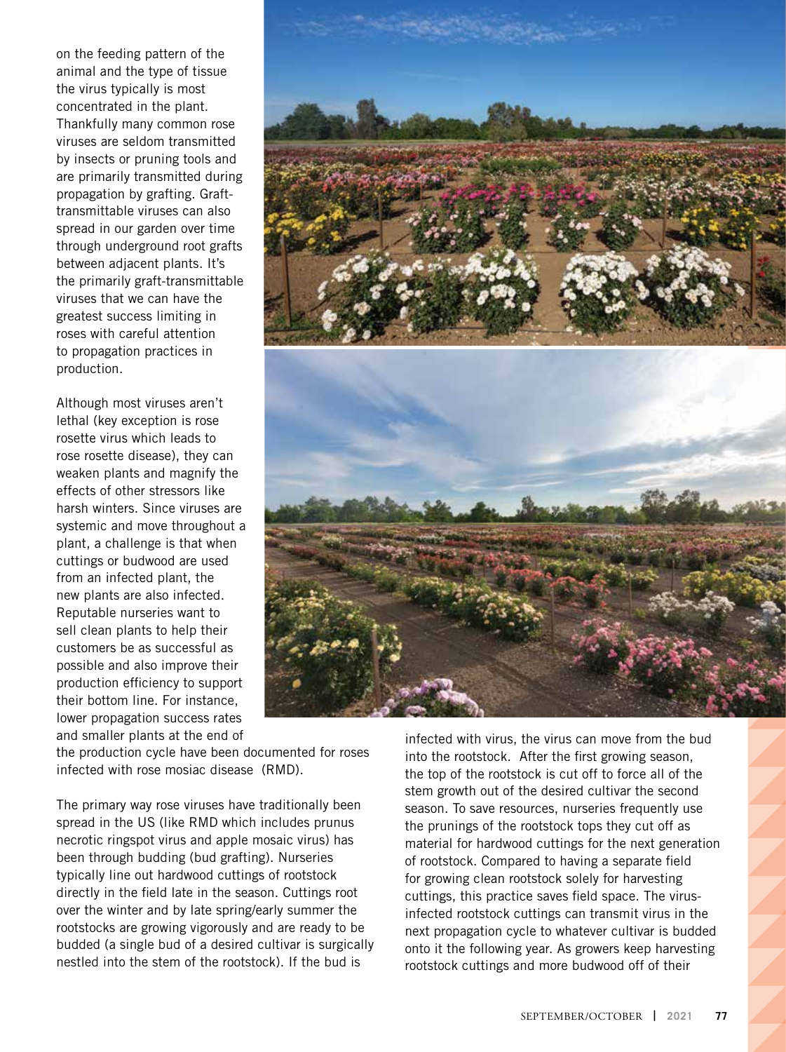on the feeding pattern of the animal and the type of tissue the virus typically is most concentrated in the plant. Thankfully many common rose viruses are seldom transmitted by insects or pruning tools and are primarily transmitted during propagation by grafting. Graft-transmittable viruses can also spread in our garden over time through underground root grafts between adjacent plants. It's the primarily graft-transmittable viruses that we can have the greatest success limiting in roses with careful attention to propagation practices in production.

Although most viruses aren't lethal (key exception is rose rosette virus which leads to rose rosette disease), they can weaken plants and magnify the effects of other stressors like harsh winters. Since viruses are systemic and move throughout a plant, a challenge is that when cuttings or budwood are used from an infected plant, the new plants are also infected. Reputable nurseries want to sell clean plants to help their customers be as successful as possible and also improve their production efficiency to support their bottom line. For instance, lower propagation success rates and smaller plants at the end of the production cycle have been documented for roses infected with rose mosiac disease (RMD).

The primary way rose viruses have traditionally been spread in the US (like RMD which includes prunus necrotic ringspot virus and apple mosaic virus) has been through budding (bud grafting). Nurseries typically line out hardwood cuttings of rootstock directly in the field late in the season. Cuttings root over the winter and by late spring/early summer the rootstocks are growing vigorously and are ready to be budded (a single bud of a desired cultivar is surgically nestled into the stem of the rootstock). If the bud is infected with virus, the virus can move from the bud into the rootstock. After the first growing season, the top of the rootstock is cut off to force all of the stem growth out of the desired cultivar the second season. To save resources, nurseries frequently use the prunings of the rootstock tops they cut off as material for hardwood cuttings for the next generation of rootstock. Compared to having a separate field for growing clean rootstock solely for harvesting cuttings, this practice saves field space. The virus-infected rootstock cuttings can transmit virus in the next propagation cycle to whatever cultivar is budded onto it the following year. As growers keep harvesting rootstock cuttings and more budwood off of their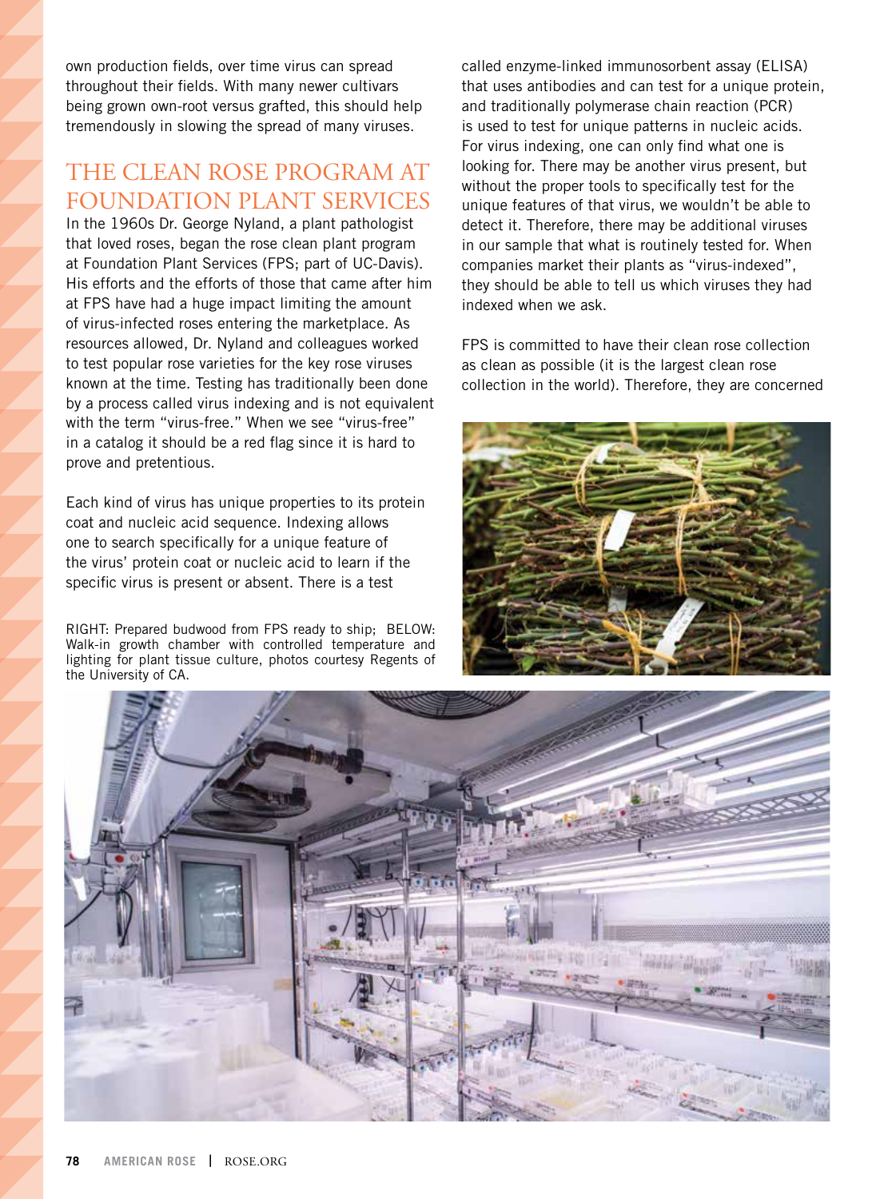own production fields, over time virus can spread throughout their fields. With many newer cultivars being grown own-root versus grafted, this should help tremendously in slowing the spread of many viruses.

## THE CLEAN ROSE PROGRAM AT FOUNDATION PLANT SERVICES

In the 1960s Dr. George Nyland, a plant pathologist that loved roses, began the rose clean plant program at Foundation Plant Services (FPS; part of UC-Davis). His efforts and the efforts of those that came after him at FPS have had a huge impact limiting the amount of virus-infected roses entering the marketplace. As resources allowed, Dr. Nyland and colleagues worked to test popular rose varieties for the key rose viruses known at the time. Testing has traditionally been done by a process called virus indexing and is not equivalent with the term "virus-free." When we see "virus-free" in a catalog it should be a red flag since it is hard to prove and pretentious.

Each kind of virus has unique properties to its protein coat and nucleic acid sequence. Indexing allows one to search specifically for a unique feature of the virus' protein coat or nucleic acid to learn if the specific virus is present or absent. There is a test called enzyme-linked immunosorbent assay (ELISA) that uses antibodies and can test for a unique protein, and traditionally polymerase chain reaction (PCR) is used to test for unique patterns in nucleic acids. For virus indexing, one can only find what one is looking for. There may be another virus present, but without the proper tools to specifically test for the unique features of that virus, we wouldn't be able to detect it. Therefore, there may be additional viruses in our sample that what is routinely tested for. When companies market their plants as "virus-indexed", they should be able to tell us which viruses they had indexed when we ask.

FPS is committed to have their clean rose collection as clean as possible (it is the largest clean rose collection in the world). Therefore, they are concerned

RIGHT: Prepared budwood from FPS ready to ship; BELOW: Walk-in growth chamber with controlled temperature and lighting for plant tissue culture, photos courtesy Regents of the University of CA.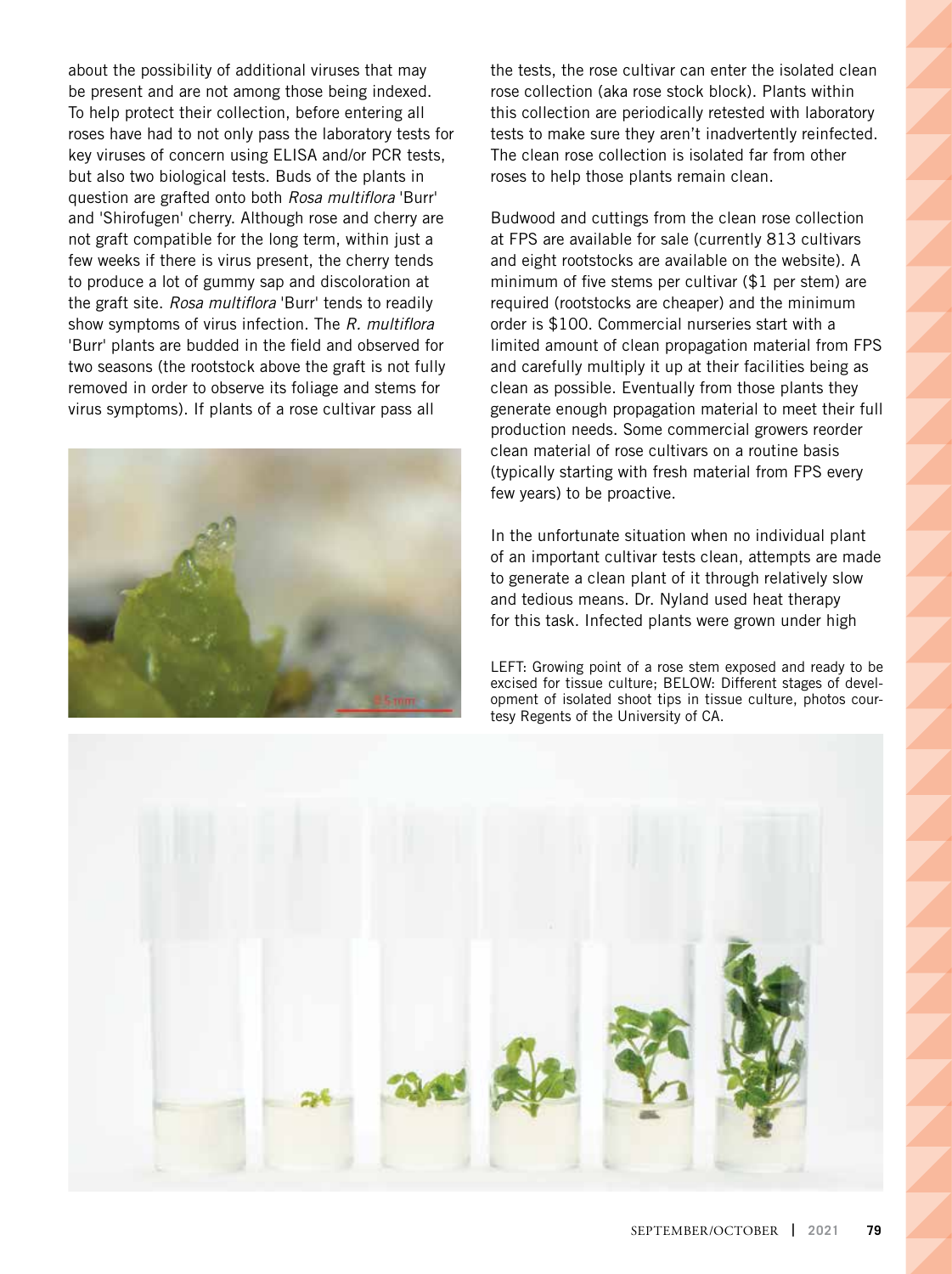about the possibility of additional viruses that may be present and are not among those being indexed. To help protect their collection, before entering all roses have had to not only pass the laboratory tests for key viruses of concern using ELISA and/or PCR tests, but also two biological tests. Buds of the plants in question are grafted onto both *Rosa multiflora* 'Burr' and 'Shirofugen' cherry. Although rose and cherry are not graft compatible for the long term, within just a few weeks if there is virus present, the cherry tends to produce a lot of gummy sap and discoloration at the graft site. *Rosa multiflora* 'Burr' tends to readily show symptoms of virus infection. The *R. multiflora* 'Burr' plants are budded in the field and observed for two seasons (the rootstock above the graft is not fully removed in order to observe its foliage and stems for virus symptoms). If plants of a rose cultivar pass all the tests, the rose cultivar can enter the isolated clean rose collection (aka rose stock block). Plants within this collection are periodically retested with laboratory tests to make sure they aren't inadvertently reinfected. The clean rose collection is isolated far from other roses to help those plants remain clean.

Budwood and cuttings from the clean rose collection at FPS are available for sale (currently 813 cultivars and eight rootstocks are available on the website). A minimum of five stems per cultivar ($1 per stem) are required (rootstocks are cheaper) and the minimum order is $100. Commercial nurseries start with a limited amount of clean propagation material from FPS and carefully multiply it up at their facilities being as clean as possible. Eventually from those plants they generate enough propagation material to meet their full production needs. Some commercial growers reorder clean material of rose cultivars on a routine basis (typically starting with fresh material from FPS every few years) to be proactive.

In the unfortunate situation when no individual plant of an important cultivar tests clean, attempts are made to generate a clean plant of it through relatively slow and tedious means. Dr. Nyland used heat therapy for this task. Infected plants were grown under high

LEFT: Growing point of a rose stem exposed and ready to be excised for tissue culture; BELOW: Different stages of development of isolated shoot tips in tissue culture, photos courtesy Regents of the University of CA.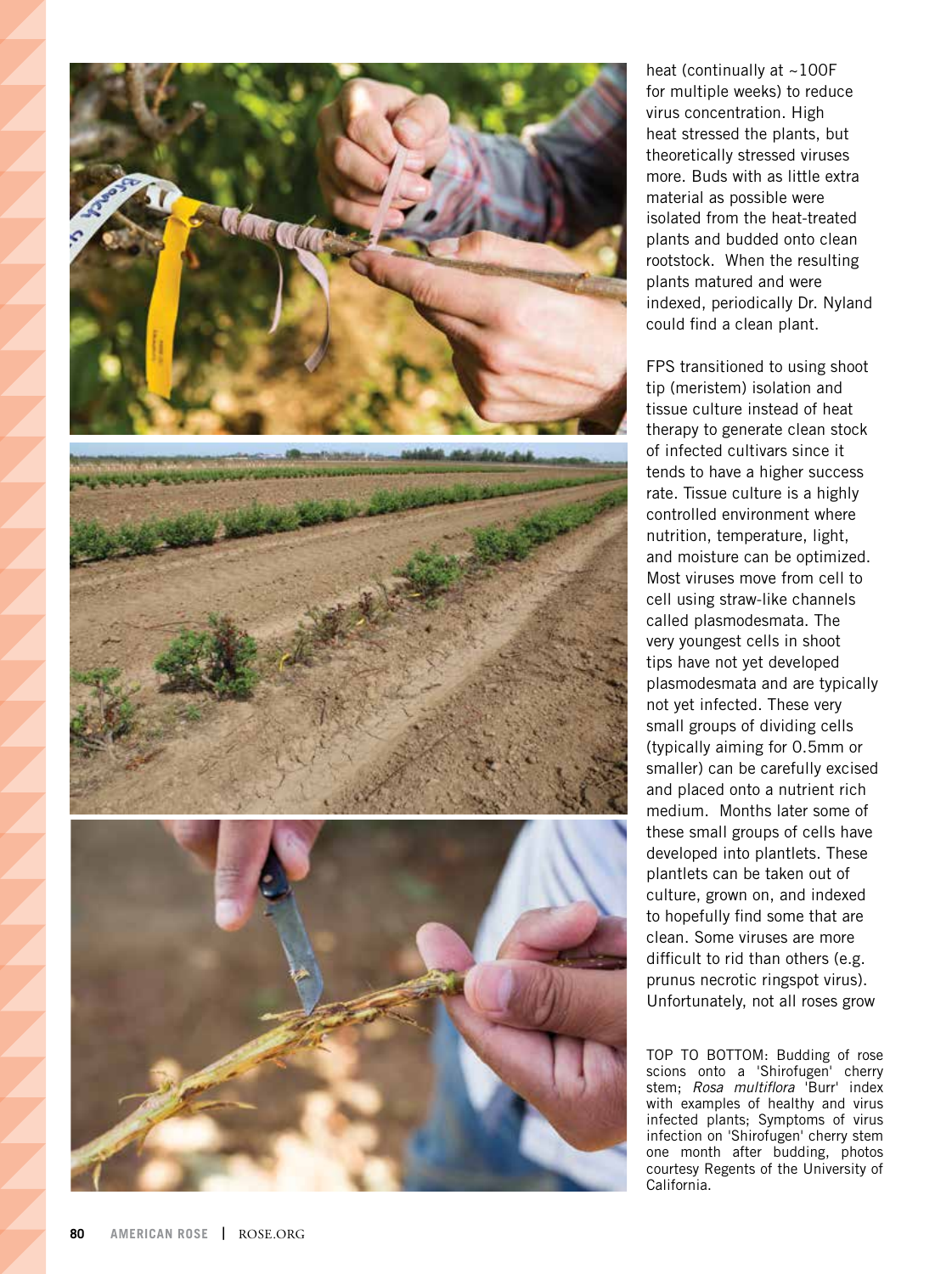heat (continually at ~100F for multiple weeks) to reduce virus concentration. High heat stressed the plants, but theoretically stressed viruses more. Buds with as little extra material as possible were isolated from the heat-treated plants and budded onto clean rootstock. When the resulting plants matured and were indexed, periodically Dr. Nyland could find a clean plant.

FPS transitioned to using shoot tip (meristem) isolation and tissue culture instead of heat therapy to generate clean stock of infected cultivars since it tends to have a higher success rate. Tissue culture is a highly controlled environment where nutrition, temperature, light, and moisture can be optimized. Most viruses move from cell to cell using straw-like channels called plasmodesmata. The very youngest cells in shoot tips have not yet developed plasmodesmata and are typically not yet infected. These very small groups of dividing cells (typically aiming for 0.5mm or smaller) can be carefully excised and placed onto a nutrient rich medium. Months later some of these small groups of cells have developed into plantlets. These plantlets can be taken out of culture, grown on, and indexed to hopefully find some that are clean. Some viruses are more difficult to rid than others (e.g. prunus necrotic ringspot virus). Unfortunately, not all roses grow

TOP TO BOTTOM: Budding of rose scions onto a 'Shirofugen' cherry stem; *Rosa multiflora* 'Burr' index with examples of healthy and virus infected plants; Symptoms of virus infection on 'Shirofugen' cherry stem one month after budding, photos courtesy Regents of the University of California.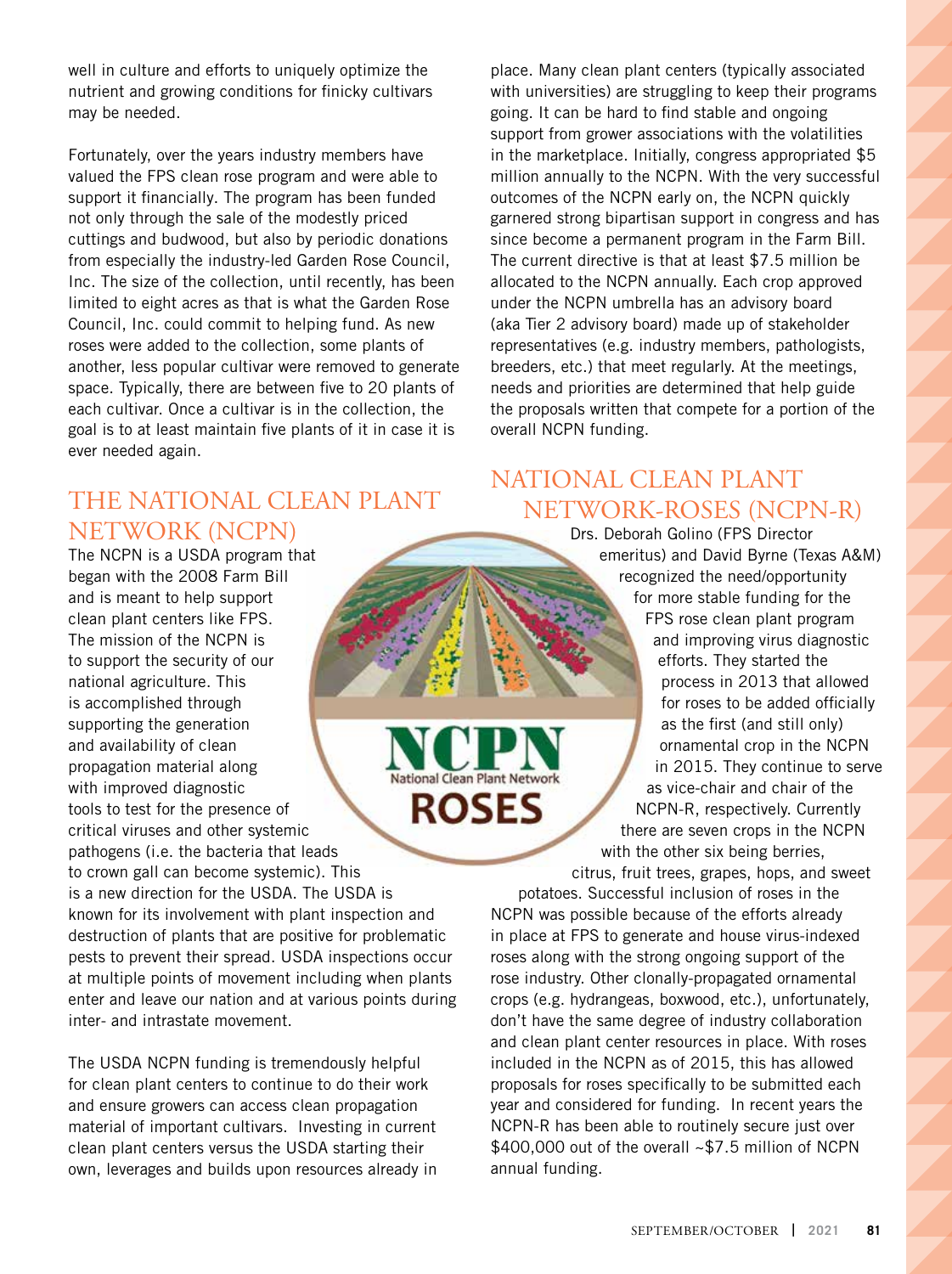well in culture and efforts to uniquely optimize the nutrient and growing conditions for finicky cultivars may be needed.

Fortunately, over the years industry members have valued the FPS clean rose program and were able to support it financially. The program has been funded not only through the sale of the modestly priced cuttings and budwood, but also by periodic donations from especially the industry-led Garden Rose Council, Inc. The size of the collection, until recently, has been limited to eight acres as that is what the Garden Rose Council, Inc. could commit to helping fund. As new roses were added to the collection, some plants of another, less popular cultivar were removed to generate space. Typically, there are between five to 20 plants of each cultivar. Once a cultivar is in the collection, the goal is to at least maintain five plants of it in case it is ever needed again.

## THE NATIONAL CLEAN PLANT NETWORK (NCPN)

The NCPN is a USDA program that began with the 2008 Farm Bill and is meant to help support clean plant centers like FPS. The mission of the NCPN is to support the security of our national agriculture. This is accomplished through supporting the generation and availability of clean propagation material along with improved diagnostic tools to test for the presence of critical viruses and other systemic pathogens (i.e. the bacteria that leads to crown gall can become systemic). This is a new direction for the USDA. The USDA is known for its involvement with plant inspection and destruction of plants that are positive for problematic pests to prevent their spread. USDA inspections occur at multiple points of movement including when plants enter and leave our nation and at various points during inter- and intrastate movement.

The USDA NCPN funding is tremendously helpful for clean plant centers to continue to do their work and ensure growers can access clean propagation material of important cultivars. Investing in current clean plant centers versus the USDA starting their own, leverages and builds upon resources already in place. Many clean plant centers (typically associated with universities) are struggling to keep their programs going. It can be hard to find stable and ongoing support from grower associations with the volatilities in the marketplace. Initially, congress appropriated $5 million annually to the NCPN. With the very successful outcomes of the NCPN early on, the NCPN quickly garnered strong bipartisan support in congress and has since become a permanent program in the Farm Bill. The current directive is that at least $7.5 million be allocated to the NCPN annually. Each crop approved under the NCPN umbrella has an advisory board (aka Tier 2 advisory board) made up of stakeholder representatives (e.g. industry members, pathologists, breeders, etc.) that meet regularly. At the meetings, needs and priorities are determined that help guide the proposals written that compete for a portion of the overall NCPN funding.

## NATIONAL CLEAN PLANT NETWORK-ROSES (NCPN-R)

Drs. Deborah Golino (FPS Director emeritus) and David Byrne (Texas A&M) recognized the need/opportunity for more stable funding for the FPS rose clean plant program and improving virus diagnostic efforts. They started the process in 2013 that allowed for roses to be added officially as the first (and still only) ornamental crop in the NCPN in 2015. They continue to serve as vice-chair and chair of the NCPN-R, respectively. Currently there are seven crops in the NCPN with the other six being berries, citrus, fruit trees, grapes, hops, and sweet potatoes. Successful inclusion of roses in the NCPN was possible because of the efforts already in place at FPS to generate and house virus-indexed roses along with the strong ongoing support of the rose industry. Other clonally-propagated ornamental crops (e.g. hydrangeas, boxwood, etc.), unfortunately, don't have the same degree of industry collaboration and clean plant center resources in place. With roses included in the NCPN as of 2015, this has allowed proposals for roses specifically to be submitted each year and considered for funding. In recent years the NCPN-R has been able to routinely secure just over $400,000 out of the overall ~$7.5 million of NCPN annual funding.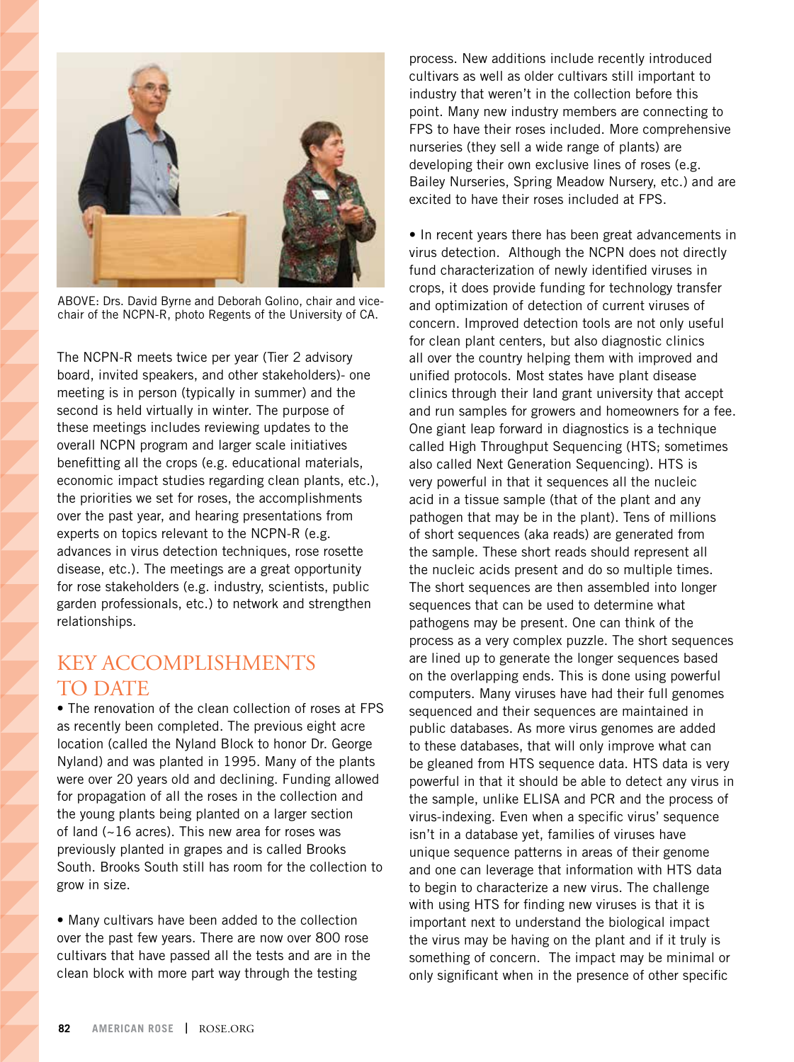ABOVE: Drs. David Byrne and Deborah Golino, chair and vice-chair of the NCPN-R, photo Regents of the University of CA.

The NCPN-R meets twice per year (Tier 2 advisory board, invited speakers, and other stakeholders)- one meeting is in person (typically in summer) and the second is held virtually in winter. The purpose of these meetings includes reviewing updates to the overall NCPN program and larger scale initiatives benefitting all the crops (e.g. educational materials, economic impact studies regarding clean plants, etc.), the priorities we set for roses, the accomplishments over the past year, and hearing presentations from experts on topics relevant to the NCPN-R (e.g. advances in virus detection techniques, rose rosette disease, etc.). The meetings are a great opportunity for rose stakeholders (e.g. industry, scientists, public garden professionals, etc.) to network and strengthen relationships.

## KEY ACCOMPLISHMENTS TO DATE

• The renovation of the clean collection of roses at FPS as recently been completed. The previous eight acre location (called the Nyland Block to honor Dr. George Nyland) and was planted in 1995. Many of the plants were over 20 years old and declining. Funding allowed for propagation of all the roses in the collection and the young plants being planted on a larger section of land (~16 acres). This new area for roses was previously planted in grapes and is called Brooks South. Brooks South still has room for the collection to grow in size.

• Many cultivars have been added to the collection over the past few years. There are now over 800 rose cultivars that have passed all the tests and are in the clean block with more part way through the testing process. New additions include recently introduced cultivars as well as older cultivars still important to industry that weren't in the collection before this point. Many new industry members are connecting to FPS to have their roses included. More comprehensive nurseries (they sell a wide range of plants) are developing their own exclusive lines of roses (e.g. Bailey Nurseries, Spring Meadow Nursery, etc.) and are excited to have their roses included at FPS.

• In recent years there has been great advancements in virus detection. Although the NCPN does not directly fund characterization of newly identified viruses in crops, it does provide funding for technology transfer and optimization of detection of current viruses of concern. Improved detection tools are not only useful for clean plant centers, but also diagnostic clinics all over the country helping them with improved and unified protocols. Most states have plant disease clinics through their land grant university that accept and run samples for growers and homeowners for a fee. One giant leap forward in diagnostics is a technique called High Throughput Sequencing (HTS; sometimes also called Next Generation Sequencing). HTS is very powerful in that it sequences all the nucleic acid in a tissue sample (that of the plant and any pathogen that may be in the plant). Tens of millions of short sequences (aka reads) are generated from the sample. These short reads should represent all the nucleic acids present and do so multiple times. The short sequences are then assembled into longer sequences that can be used to determine what pathogens may be present. One can think of the process as a very complex puzzle. The short sequences are lined up to generate the longer sequences based on the overlapping ends. This is done using powerful computers. Many viruses have had their full genomes sequenced and their sequences are maintained in public databases. As more virus genomes are added to these databases, that will only improve what can be gleaned from HTS sequence data. HTS data is very powerful in that it should be able to detect any virus in the sample, unlike ELISA and PCR and the process of virus-indexing. Even when a specific virus' sequence isn't in a database yet, families of viruses have unique sequence patterns in areas of their genome and one can leverage that information with HTS data to begin to characterize a new virus. The challenge with using HTS for finding new viruses is that it is important next to understand the biological impact the virus may be having on the plant and if it truly is something of concern. The impact may be minimal or only significant when in the presence of other specific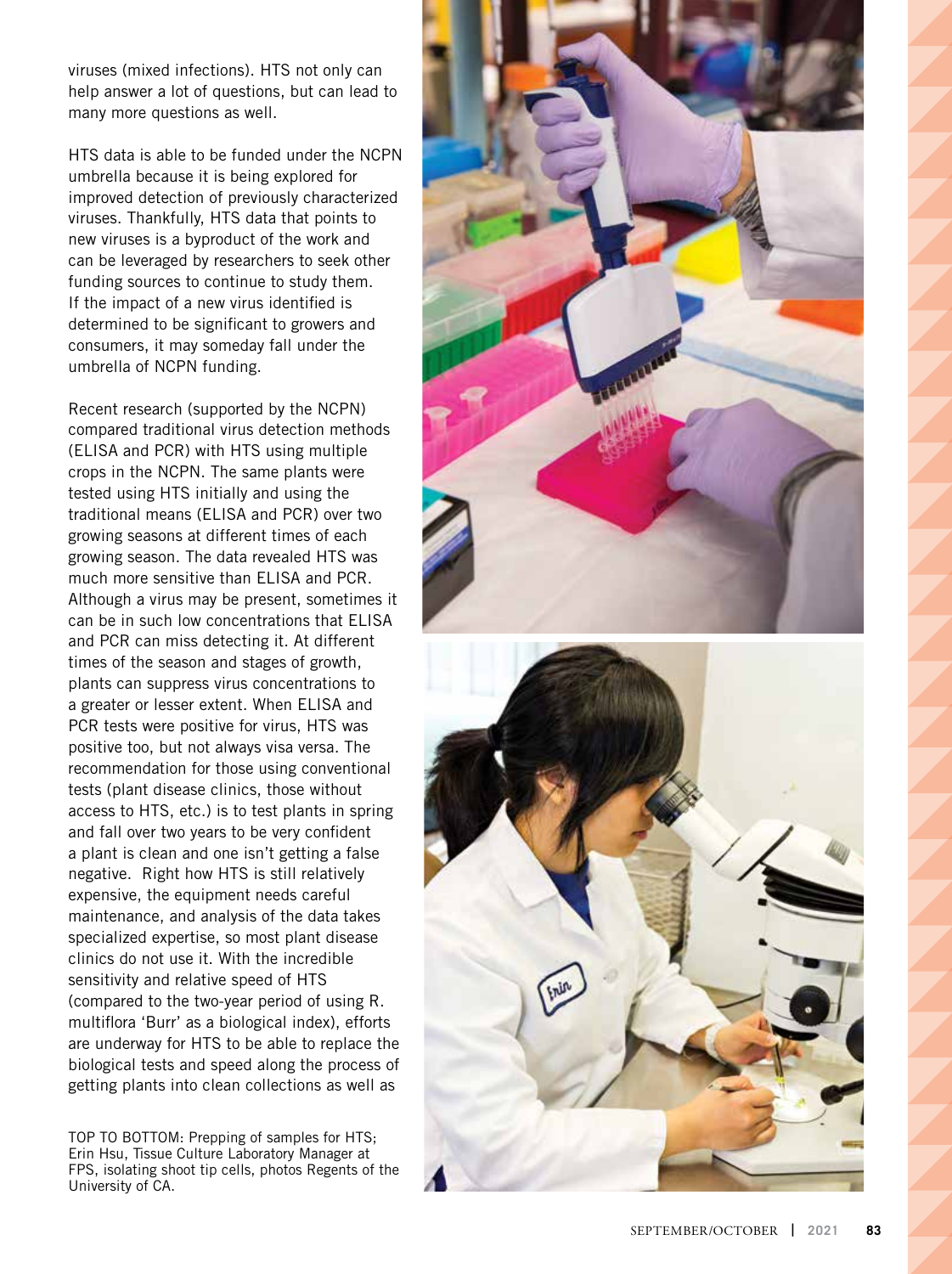viruses (mixed infections). HTS not only can help answer a lot of questions, but can lead to many more questions as well.

HTS data is able to be funded under the NCPN umbrella because it is being explored for improved detection of previously characterized viruses. Thankfully, HTS data that points to new viruses is a byproduct of the work and can be leveraged by researchers to seek other funding sources to continue to study them. If the impact of a new virus identified is determined to be significant to growers and consumers, it may someday fall under the umbrella of NCPN funding.

Recent research (supported by the NCPN) compared traditional virus detection methods (ELISA and PCR) with HTS using multiple crops in the NCPN. The same plants were tested using HTS initially and using the traditional means (ELISA and PCR) over two growing seasons at different times of each growing season. The data revealed HTS was much more sensitive than ELISA and PCR. Although a virus may be present, sometimes it can be in such low concentrations that ELISA and PCR can miss detecting it. At different times of the season and stages of growth, plants can suppress virus concentrations to a greater or lesser extent. When ELISA and PCR tests were positive for virus, HTS was positive too, but not always visa versa. The recommendation for those using conventional tests (plant disease clinics, those without access to HTS, etc.) is to test plants in spring and fall over two years to be very confident a plant is clean and one isn't getting a false negative. Right how HTS is still relatively expensive, the equipment needs careful maintenance, and analysis of the data takes specialized expertise, so most plant disease clinics do not use it. With the incredible sensitivity and relative speed of HTS (compared to the two-year period of using R. multiflora 'Burr' as a biological index), efforts are underway for HTS to be able to replace the biological tests and speed along the process of getting plants into clean collections as well as

TOP TO BOTTOM: Prepping of samples for HTS; Erin Hsu, Tissue Culture Laboratory Manager at FPS, isolating shoot tip cells, photos Regents of the University of CA.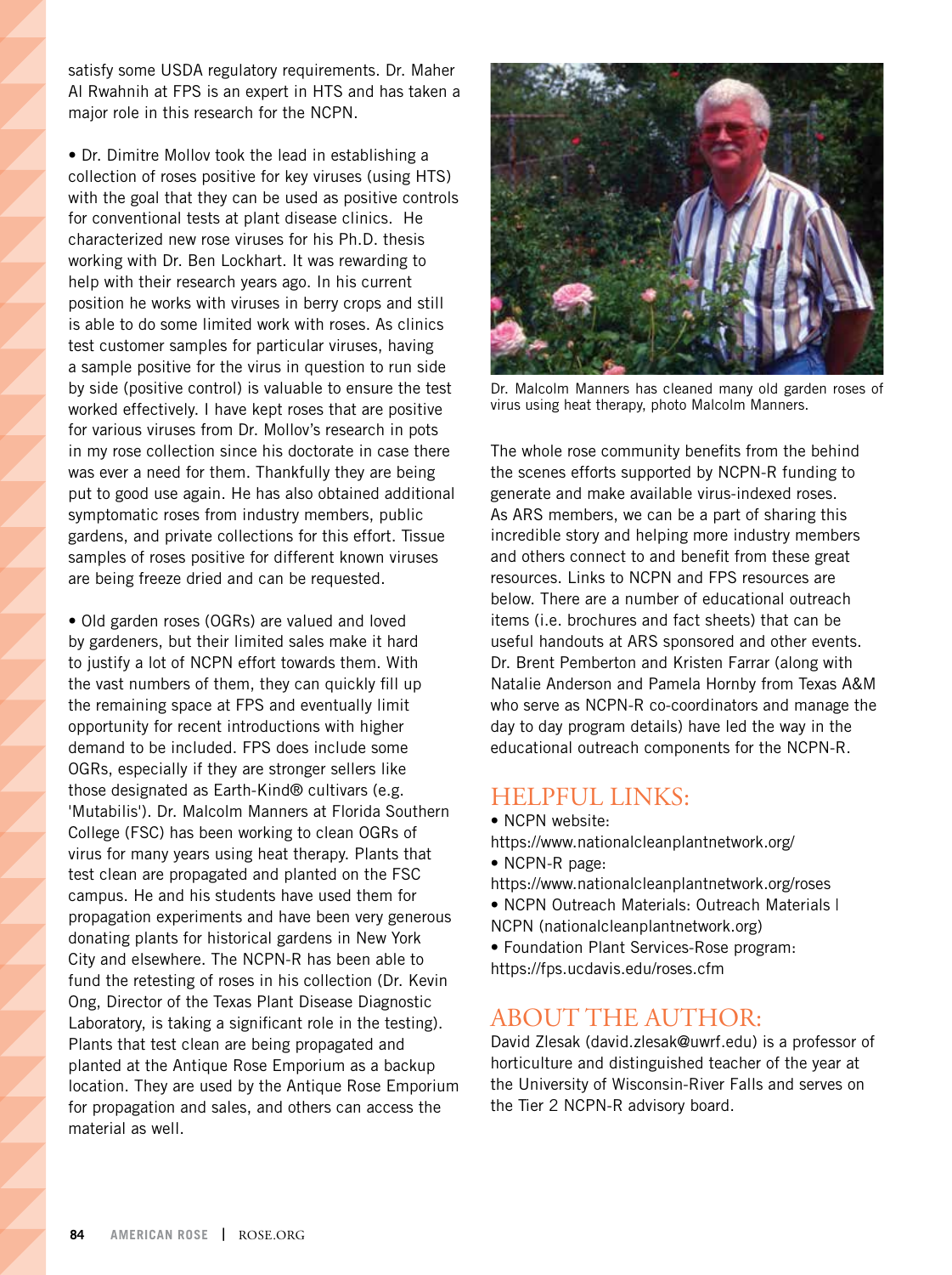satisfy some USDA regulatory requirements. Dr. Maher Al Rwahnih at FPS is an expert in HTS and has taken a major role in this research for the NCPN.

- Dr. Dimitre Mollov took the lead in establishing a collection of roses positive for key viruses (using HTS) with the goal that they can be used as positive controls for conventional tests at plant disease clinics. He characterized new rose viruses for his Ph.D. thesis working with Dr. Ben Lockhart. It was rewarding to help with their research years ago. In his current position he works with viruses in berry crops and still is able to do some limited work with roses. As clinics test customer samples for particular viruses, having a sample positive for the virus in question to run side by side (positive control) is valuable to ensure the test worked effectively. I have kept roses that are positive for various viruses from Dr. Mollov's research in pots in my rose collection since his doctorate in case there was ever a need for them. Thankfully they are being put to good use again. He has also obtained additional symptomatic roses from industry members, public gardens, and private collections for this effort. Tissue samples of roses positive for different known viruses are being freeze dried and can be requested.

- Old garden roses (OGRs) are valued and loved by gardeners, but their limited sales make it hard to justify a lot of NCPN effort towards them. With the vast numbers of them, they can quickly fill up the remaining space at FPS and eventually limit opportunity for recent introductions with higher demand to be included. FPS does include some OGRs, especially if they are stronger sellers like those designated as Earth-Kind® cultivars (e.g. 'Mutabilis'). Dr. Malcolm Manners at Florida Southern College (FSC) has been working to clean OGRs of virus for many years using heat therapy. Plants that test clean are propagated and planted on the FSC campus. He and his students have used them for propagation experiments and have been very generous donating plants for historical gardens in New York City and elsewhere. The NCPN-R has been able to fund the retesting of roses in his collection (Dr. Kevin Ong, Director of the Texas Plant Disease Diagnostic Laboratory, is taking a significant role in the testing). Plants that test clean are being propagated and planted at the Antique Rose Emporium as a backup location. They are used by the Antique Rose Emporium for propagation and sales, and others can access the material as well.

Dr. Malcolm Manners has cleaned many old garden roses of virus using heat therapy, photo Malcolm Manners.

The whole rose community benefits from the behind the scenes efforts supported by NCPN-R funding to generate and make available virus-indexed roses. As ARS members, we can be a part of sharing this incredible story and helping more industry members and others connect to and benefit from these great resources. Links to NCPN and FPS resources are below. There are a number of educational outreach items (i.e. brochures and fact sheets) that can be useful handouts at ARS sponsored and other events. Dr. Brent Pemberton and Kristen Farrar (along with Natalie Anderson and Pamela Hornby from Texas A&M who serve as NCPN-R co-coordinators and manage the day to day program details) have led the way in the educational outreach components for the NCPN-R.

## HELPFUL LINKS:

- NCPN website: https://www.nationalcleanplantnetwork.org/
- NCPN-R page: https://www.nationalcleanplantnetwork.org/roses
- NCPN Outreach Materials: Outreach Materials | NCPN (nationalcleanplantnetwork.org)
- Foundation Plant Services-Rose program: https://fps.ucdavis.edu/roses.cfm

## ABOUT THE AUTHOR:

David Zlesak (david.zlesak@uwrf.edu) is a professor of horticulture and distinguished teacher of the year at the University of Wisconsin-River Falls and serves on the Tier 2 NCPN-R advisory board.